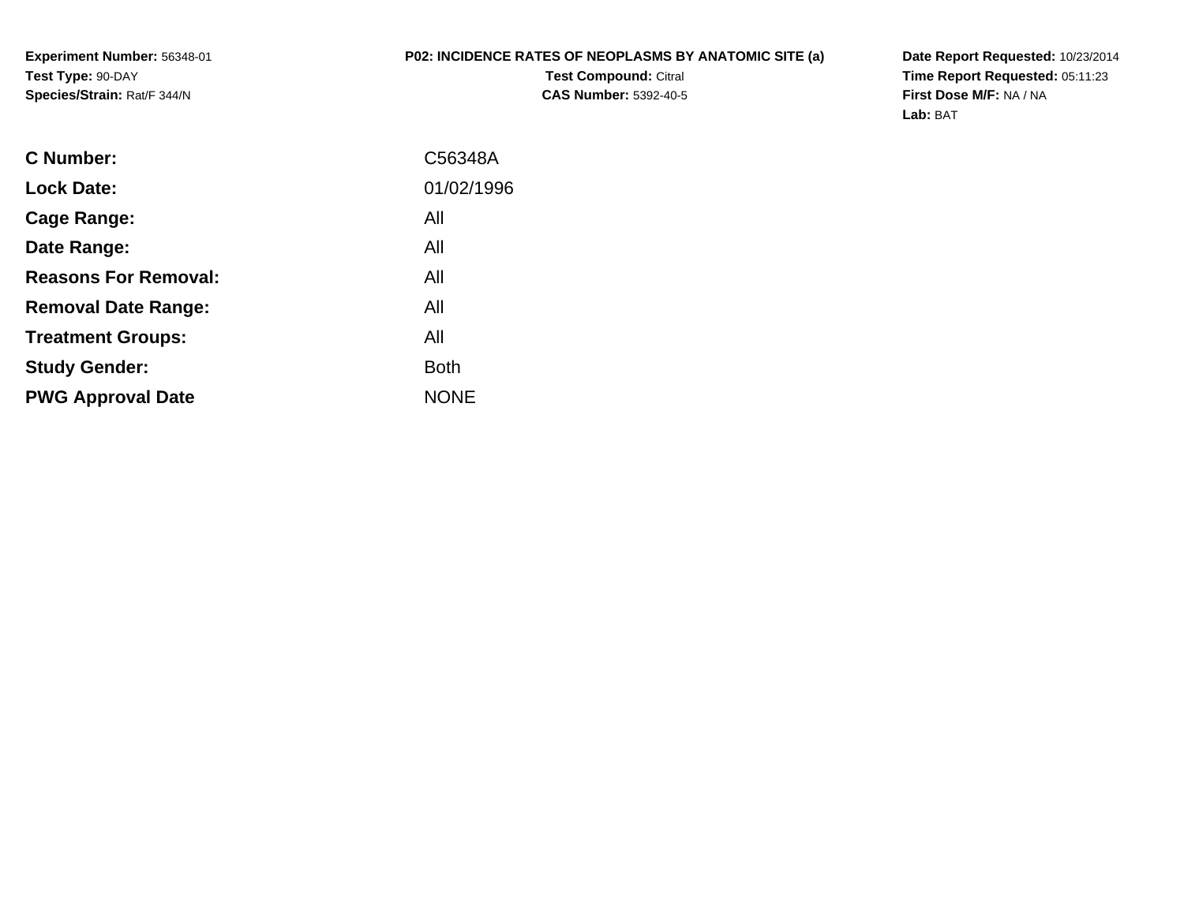**Experiment Number:** 56348-01
**Test Type:** 90-DAY
**Species/Strain:** Rat/F 344/N

**P02: INCIDENCE RATES OF NEOPLASMS BY ANATOMIC SITE (a)**
**Test Compound:** Citral
**CAS Number:** 5392-40-5

**Date Report Requested:** 10/23/2014
**Time Report Requested:** 05:11:23
**First Dose M/F:** NA / NA
**Lab:** BAT

| | |
|---|---|
| **C Number:** | C56348A |
| **Lock Date:** | 01/02/1996 |
| **Cage Range:** | All |
| **Date Range:** | All |
| **Reasons For Removal:** | All |
| **Removal Date Range:** | All |
| **Treatment Groups:** | All |
| **Study Gender:** | Both |
| **PWG Approval Date** | NONE |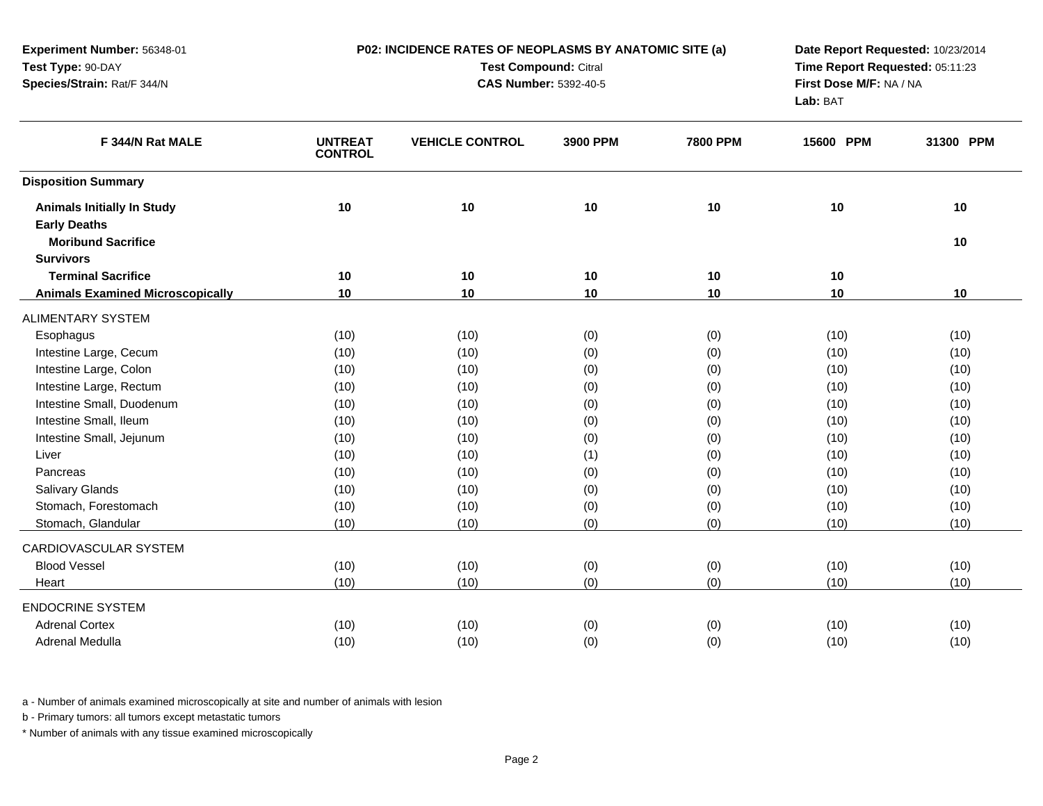**Experiment Number:** 56348-01
**Test Type:** 90-DAY
**Species/Strain:** Rat/F 344/N

**P02: INCIDENCE RATES OF NEOPLASMS BY ANATOMIC SITE (a)**
**Test Compound:** Citral
**CAS Number:** 5392-40-5

**Date Report Requested:** 10/23/2014
**Time Report Requested:** 05:11:23
**First Dose M/F:** NA / NA
**Lab:** BAT

| F 344/N Rat MALE | UNTREAT CONTROL | VEHICLE CONTROL | 3900 PPM | 7800 PPM | 15600 PPM | 31300 PPM |
|---|---|---|---|---|---|---|
| **Disposition Summary** | | | | | | |
| **Animals Initially In Study** | 10 | 10 | 10 | 10 | 10 | 10 |
| **Early Deaths** | | | | | | |
| **Moribund Sacrifice** | | | | | | 10 |
| **Survivors** | | | | | | |
| **Terminal Sacrifice** | 10 | 10 | 10 | 10 | 10 | |
| **Animals Examined Microscopically** | 10 | 10 | 10 | 10 | 10 | 10 |
| ALIMENTARY SYSTEM | | | | | | |
| Esophagus | (10) | (10) | (0) | (0) | (10) | (10) |
| Intestine Large, Cecum | (10) | (10) | (0) | (0) | (10) | (10) |
| Intestine Large, Colon | (10) | (10) | (0) | (0) | (10) | (10) |
| Intestine Large, Rectum | (10) | (10) | (0) | (0) | (10) | (10) |
| Intestine Small, Duodenum | (10) | (10) | (0) | (0) | (10) | (10) |
| Intestine Small, Ileum | (10) | (10) | (0) | (0) | (10) | (10) |
| Intestine Small, Jejunum | (10) | (10) | (0) | (0) | (10) | (10) |
| Liver | (10) | (10) | (1) | (0) | (10) | (10) |
| Pancreas | (10) | (10) | (0) | (0) | (10) | (10) |
| Salivary Glands | (10) | (10) | (0) | (0) | (10) | (10) |
| Stomach, Forestomach | (10) | (10) | (0) | (0) | (10) | (10) |
| Stomach, Glandular | (10) | (10) | (0) | (0) | (10) | (10) |
| CARDIOVASCULAR SYSTEM | | | | | | |
| Blood Vessel | (10) | (10) | (0) | (0) | (10) | (10) |
| Heart | (10) | (10) | (0) | (0) | (10) | (10) |
| ENDOCRINE SYSTEM | | | | | | |
| Adrenal Cortex | (10) | (10) | (0) | (0) | (10) | (10) |
| Adrenal Medulla | (10) | (10) | (0) | (0) | (10) | (10) |

a - Number of animals examined microscopically at site and number of animals with lesion

b - Primary tumors: all tumors except metastatic tumors

* Number of animals with any tissue examined microscopically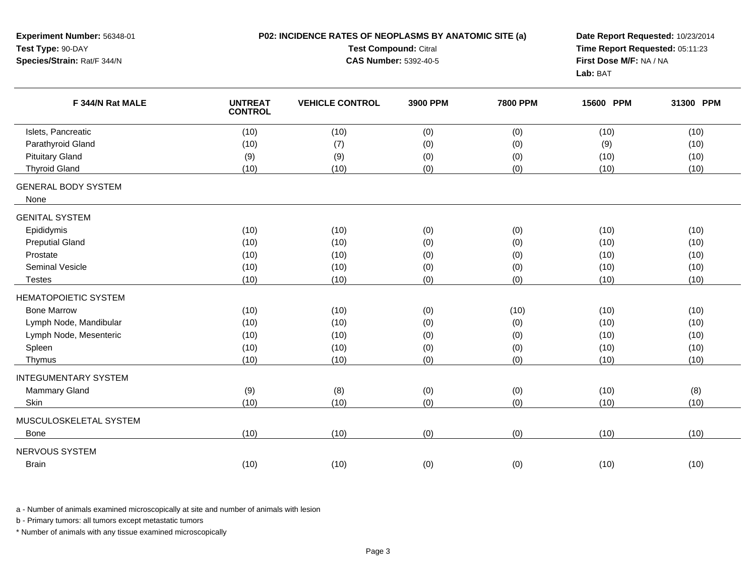**Experiment Number:** 56348-01
**Test Type:** 90-DAY
**Species/Strain:** Rat/F 344/N

**P02: INCIDENCE RATES OF NEOPLASMS BY ANATOMIC SITE (a)**
**Test Compound:** Citral
**CAS Number:** 5392-40-5

**Date Report Requested:** 10/23/2014
**Time Report Requested:** 05:11:23
**First Dose M/F:** NA / NA
**Lab:** BAT

| F 344/N Rat MALE | UNTREAT CONTROL | VEHICLE CONTROL | 3900 PPM | 7800 PPM | 15600 PPM | 31300 PPM |
|---|---|---|---|---|---|---|
| Islets, Pancreatic | (10) | (10) | (0) | (0) | (10) | (10) |
| Parathyroid Gland | (10) | (7) | (0) | (0) | (9) | (10) |
| Pituitary Gland | (9) | (9) | (0) | (0) | (10) | (10) |
| Thyroid Gland | (10) | (10) | (0) | (0) | (10) | (10) |
| GENERAL BODY SYSTEM | | | | | | |
| None | | | | | | |
| GENITAL SYSTEM | | | | | | |
| Epididymis | (10) | (10) | (0) | (0) | (10) | (10) |
| Preputial Gland | (10) | (10) | (0) | (0) | (10) | (10) |
| Prostate | (10) | (10) | (0) | (0) | (10) | (10) |
| Seminal Vesicle | (10) | (10) | (0) | (0) | (10) | (10) |
| Testes | (10) | (10) | (0) | (0) | (10) | (10) |
| HEMATOPOIETIC SYSTEM | | | | | | |
| Bone Marrow | (10) | (10) | (0) | (10) | (10) | (10) |
| Lymph Node, Mandibular | (10) | (10) | (0) | (0) | (10) | (10) |
| Lymph Node, Mesenteric | (10) | (10) | (0) | (0) | (10) | (10) |
| Spleen | (10) | (10) | (0) | (0) | (10) | (10) |
| Thymus | (10) | (10) | (0) | (0) | (10) | (10) |
| INTEGUMENTARY SYSTEM | | | | | | |
| Mammary Gland | (9) | (8) | (0) | (0) | (10) | (8) |
| Skin | (10) | (10) | (0) | (0) | (10) | (10) |
| MUSCULOSKELETAL SYSTEM | | | | | | |
| Bone | (10) | (10) | (0) | (0) | (10) | (10) |
| NERVOUS SYSTEM | | | | | | |
| Brain | (10) | (10) | (0) | (0) | (10) | (10) |

a - Number of animals examined microscopically at site and number of animals with lesion

b - Primary tumors: all tumors except metastatic tumors

* Number of animals with any tissue examined microscopically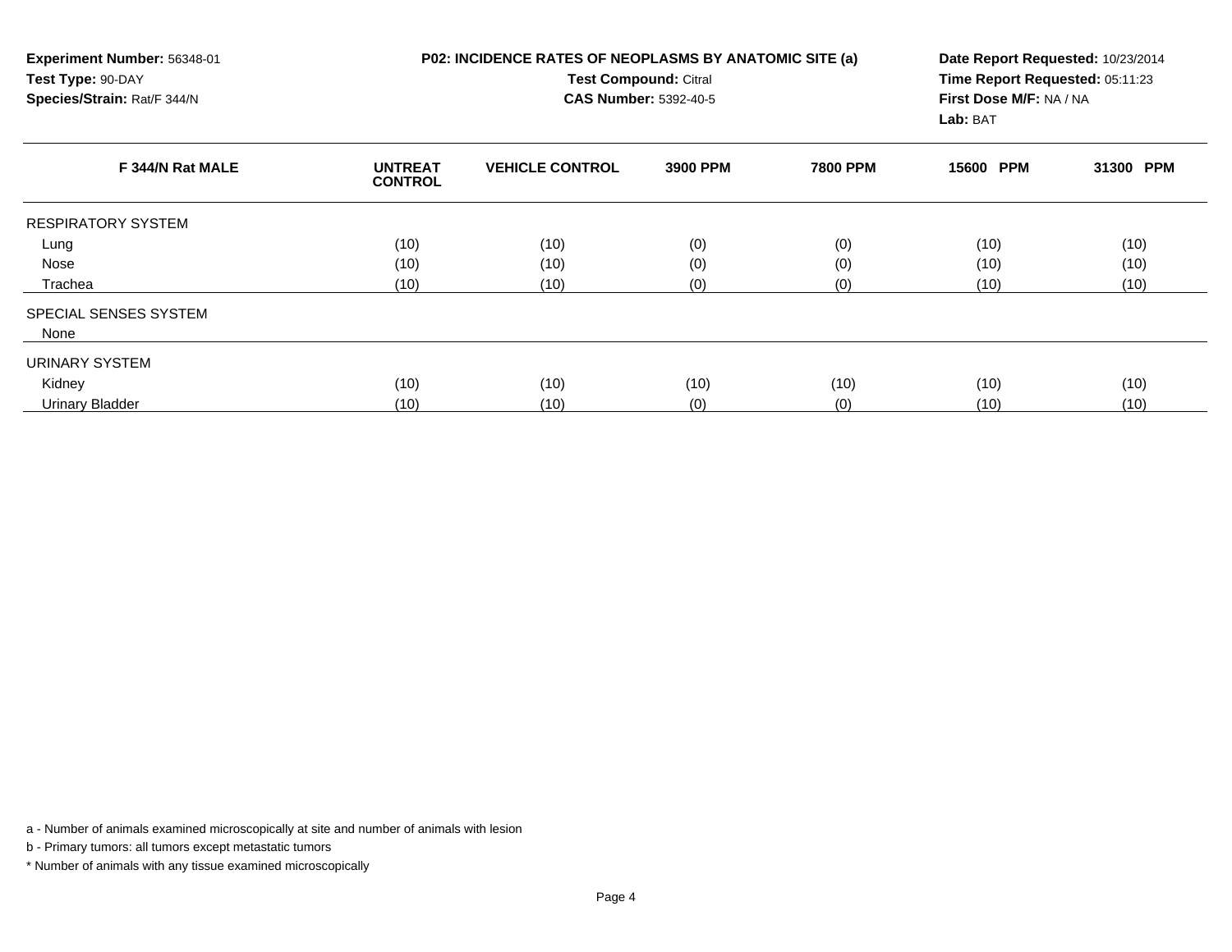**Experiment Number:** 56348-01
**Test Type:** 90-DAY
**Species/Strain:** Rat/F 344/N

**P02: INCIDENCE RATES OF NEOPLASMS BY ANATOMIC SITE (a)**
**Test Compound:** Citral
**CAS Number:** 5392-40-5

**Date Report Requested:** 10/23/2014
**Time Report Requested:** 05:11:23
**First Dose M/F:** NA / NA
**Lab:** BAT

| F 344/N Rat MALE | UNTREAT CONTROL | VEHICLE CONTROL | 3900 PPM | 7800 PPM | 15600 PPM | 31300 PPM |
|---|---|---|---|---|---|---|
| RESPIRATORY SYSTEM | | | | | | |
| Lung | (10) | (10) | (0) | (0) | (10) | (10) |
| Nose | (10) | (10) | (0) | (0) | (10) | (10) |
| Trachea | (10) | (10) | (0) | (0) | (10) | (10) |
| SPECIAL SENSES SYSTEM | | | | | | |
| None | | | | | | |
| URINARY SYSTEM | | | | | | |
| Kidney | (10) | (10) | (10) | (10) | (10) | (10) |
| Urinary Bladder | (10) | (10) | (0) | (0) | (10) | (10) |

a - Number of animals examined microscopically at site and number of animals with lesion

b - Primary tumors: all tumors except metastatic tumors

* Number of animals with any tissue examined microscopically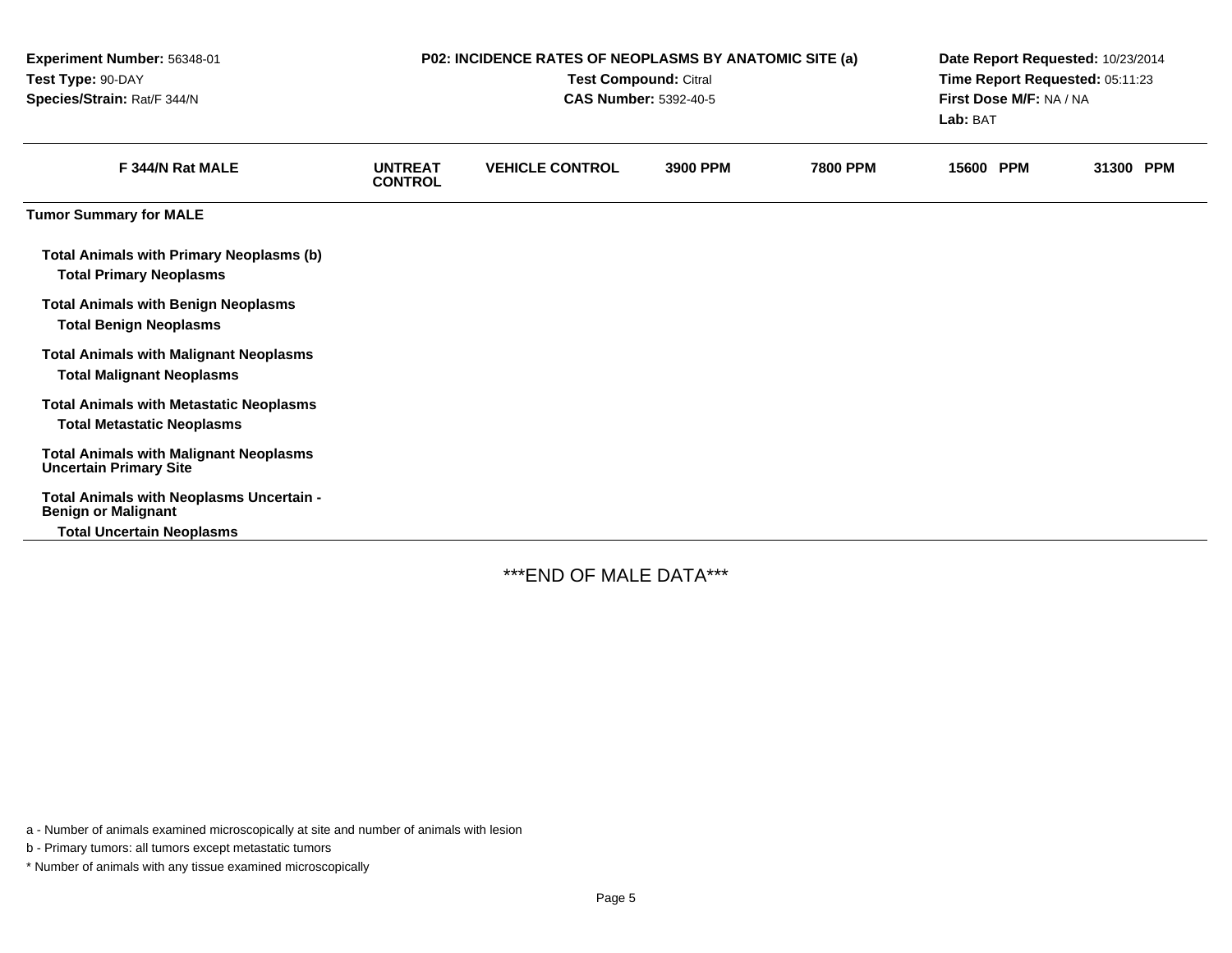**Experiment Number:** 56348-01
**Test Type:** 90-DAY
**Species/Strain:** Rat/F 344/N

**P02: INCIDENCE RATES OF NEOPLASMS BY ANATOMIC SITE (a)**
**Test Compound:** Citral
**CAS Number:** 5392-40-5

**Date Report Requested:** 10/23/2014
**Time Report Requested:** 05:11:23
**First Dose M/F:** NA / NA
**Lab:** BAT

| F 344/N Rat MALE | UNTREAT CONTROL | VEHICLE CONTROL | 3900 PPM | 7800 PPM | 15600 PPM | 31300 PPM |
|---|---|---|---|---|---|---|
| **Tumor Summary for MALE** | | | | | | |
| **Total Animals with Primary Neoplasms (b)** | | | | | | |
| **Total Primary Neoplasms** | | | | | | |
| **Total Animals with Benign Neoplasms** | | | | | | |
| **Total Benign Neoplasms** | | | | | | |
| **Total Animals with Malignant Neoplasms** | | | | | | |
| **Total Malignant Neoplasms** | | | | | | |
| **Total Animals with Metastatic Neoplasms** | | | | | | |
| **Total Metastatic Neoplasms** | | | | | | |
| **Total Animals with Malignant Neoplasms Uncertain Primary Site** | | | | | | |
| **Total Animals with Neoplasms Uncertain - Benign or Malignant** | | | | | | |
| **Total Uncertain Neoplasms** | | | | | | |

***END OF MALE DATA***

a - Number of animals examined microscopically at site and number of animals with lesion

b - Primary tumors: all tumors except metastatic tumors

* Number of animals with any tissue examined microscopically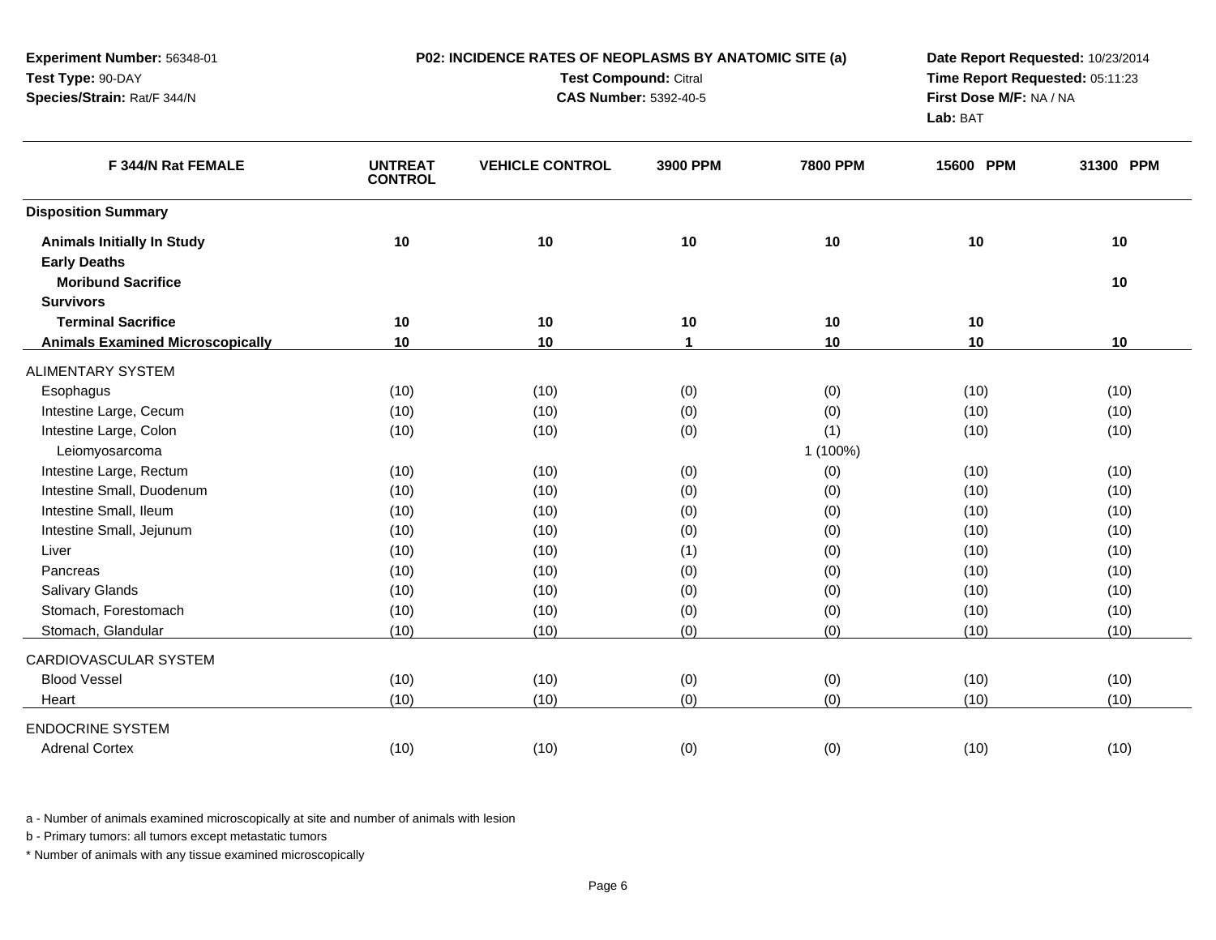**Experiment Number:** 56348-01
**Test Type:** 90-DAY
**Species/Strain:** Rat/F 344/N

**P02: INCIDENCE RATES OF NEOPLASMS BY ANATOMIC SITE (a)**
**Test Compound:** Citral
**CAS Number:** 5392-40-5

**Date Report Requested:** 10/23/2014
**Time Report Requested:** 05:11:23
**First Dose M/F:** NA / NA
**Lab:** BAT

| F 344/N Rat FEMALE | UNTREAT CONTROL | VEHICLE CONTROL | 3900 PPM | 7800 PPM | 15600 PPM | 31300 PPM |
|---|---|---|---|---|---|---|
| **Disposition Summary** | | | | | | |
| **Animals Initially In Study** | 10 | 10 | 10 | 10 | 10 | 10 |
| **Early Deaths** | | | | | | |
| **Moribund Sacrifice** | | | | | | 10 |
| **Survivors** | | | | | | |
| **Terminal Sacrifice** | 10 | 10 | 10 | 10 | 10 | |
| **Animals Examined Microscopically** | 10 | 10 | 1 | 10 | 10 | 10 |
| ALIMENTARY SYSTEM | | | | | | |
| Esophagus | (10) | (10) | (0) | (0) | (10) | (10) |
| Intestine Large, Cecum | (10) | (10) | (0) | (0) | (10) | (10) |
| Intestine Large, Colon | (10) | (10) | (0) | (1) | (10) | (10) |
| Leiomyosarcoma | | | | 1 (100%) | | |
| Intestine Large, Rectum | (10) | (10) | (0) | (0) | (10) | (10) |
| Intestine Small, Duodenum | (10) | (10) | (0) | (0) | (10) | (10) |
| Intestine Small, Ileum | (10) | (10) | (0) | (0) | (10) | (10) |
| Intestine Small, Jejunum | (10) | (10) | (0) | (0) | (10) | (10) |
| Liver | (10) | (10) | (1) | (0) | (10) | (10) |
| Pancreas | (10) | (10) | (0) | (0) | (10) | (10) |
| Salivary Glands | (10) | (10) | (0) | (0) | (10) | (10) |
| Stomach, Forestomach | (10) | (10) | (0) | (0) | (10) | (10) |
| Stomach, Glandular | (10) | (10) | (0) | (0) | (10) | (10) |
| CARDIOVASCULAR SYSTEM | | | | | | |
| Blood Vessel | (10) | (10) | (0) | (0) | (10) | (10) |
| Heart | (10) | (10) | (0) | (0) | (10) | (10) |
| ENDOCRINE SYSTEM | | | | | | |
| Adrenal Cortex | (10) | (10) | (0) | (0) | (10) | (10) |

a - Number of animals examined microscopically at site and number of animals with lesion

b - Primary tumors: all tumors except metastatic tumors

* Number of animals with any tissue examined microscopically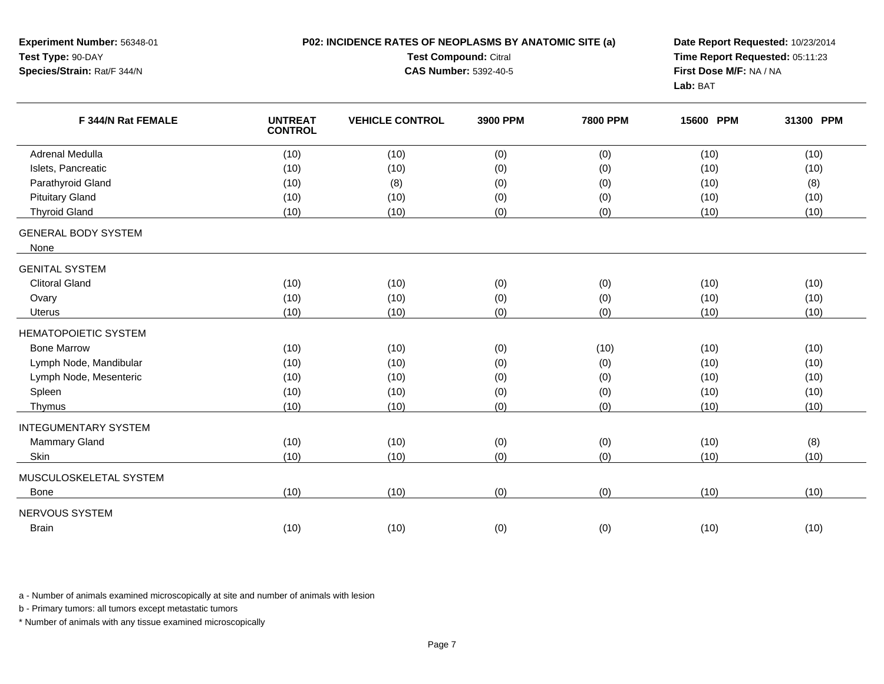**Experiment Number:** 56348-01
**Test Type:** 90-DAY
**Species/Strain:** Rat/F 344/N

**P02: INCIDENCE RATES OF NEOPLASMS BY ANATOMIC SITE (a)**
**Test Compound:** Citral
**CAS Number:** 5392-40-5

**Date Report Requested:** 10/23/2014
**Time Report Requested:** 05:11:23
**First Dose M/F:** NA / NA
**Lab:** BAT

| F 344/N Rat FEMALE | UNTREAT CONTROL | VEHICLE CONTROL | 3900 PPM | 7800 PPM | 15600 PPM | 31300 PPM |
|---|---|---|---|---|---|---|
| Adrenal Medulla | (10) | (10) | (0) | (0) | (10) | (10) |
| Islets, Pancreatic | (10) | (10) | (0) | (0) | (10) | (10) |
| Parathyroid Gland | (10) | (8) | (0) | (0) | (10) | (8) |
| Pituitary Gland | (10) | (10) | (0) | (0) | (10) | (10) |
| Thyroid Gland | (10) | (10) | (0) | (0) | (10) | (10) |
| GENERAL BODY SYSTEM | | | | | | |
| None | | | | | | |
| GENITAL SYSTEM | | | | | | |
| Clitoral Gland | (10) | (10) | (0) | (0) | (10) | (10) |
| Ovary | (10) | (10) | (0) | (0) | (10) | (10) |
| Uterus | (10) | (10) | (0) | (0) | (10) | (10) |
| HEMATOPOIETIC SYSTEM | | | | | | |
| Bone Marrow | (10) | (10) | (0) | (10) | (10) | (10) |
| Lymph Node, Mandibular | (10) | (10) | (0) | (0) | (10) | (10) |
| Lymph Node, Mesenteric | (10) | (10) | (0) | (0) | (10) | (10) |
| Spleen | (10) | (10) | (0) | (0) | (10) | (10) |
| Thymus | (10) | (10) | (0) | (0) | (10) | (10) |
| INTEGUMENTARY SYSTEM | | | | | | |
| Mammary Gland | (10) | (10) | (0) | (0) | (10) | (8) |
| Skin | (10) | (10) | (0) | (0) | (10) | (10) |
| MUSCULOSKELETAL SYSTEM | | | | | | |
| Bone | (10) | (10) | (0) | (0) | (10) | (10) |
| NERVOUS SYSTEM | | | | | | |
| Brain | (10) | (10) | (0) | (0) | (10) | (10) |

a - Number of animals examined microscopically at site and number of animals with lesion

b - Primary tumors: all tumors except metastatic tumors

* Number of animals with any tissue examined microscopically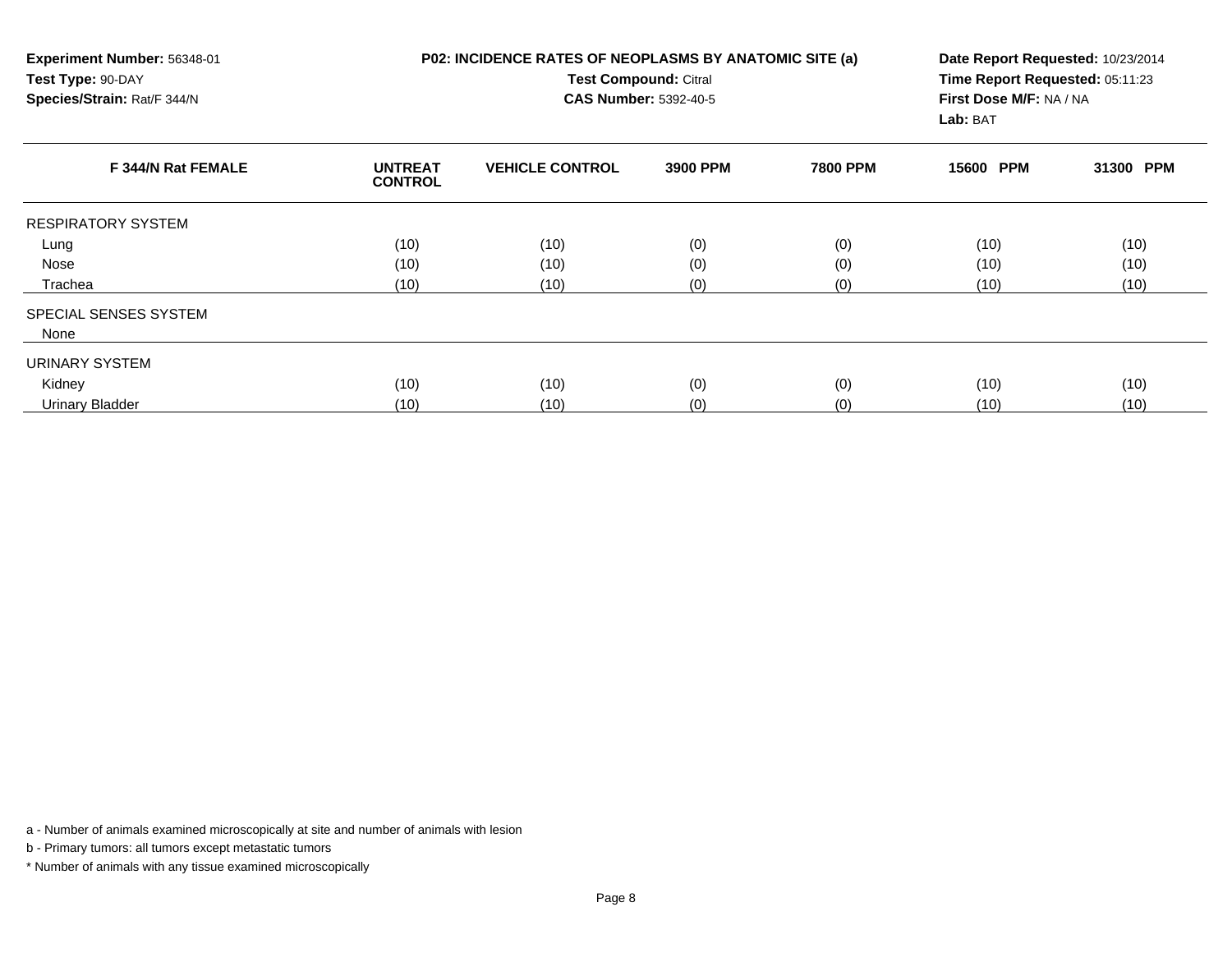**Experiment Number:** 56348-01
**Test Type:** 90-DAY
**Species/Strain:** Rat/F 344/N

**P02: INCIDENCE RATES OF NEOPLASMS BY ANATOMIC SITE (a)**
**Test Compound:** Citral
**CAS Number:** 5392-40-5

**Date Report Requested:** 10/23/2014
**Time Report Requested:** 05:11:23
**First Dose M/F:** NA / NA
**Lab:** BAT

| F 344/N Rat FEMALE | UNTREAT CONTROL | VEHICLE CONTROL | 3900 PPM | 7800 PPM | 15600 PPM | 31300 PPM |
|---|---|---|---|---|---|---|
| RESPIRATORY SYSTEM | | | | | | |
| Lung | (10) | (10) | (0) | (0) | (10) | (10) |
| Nose | (10) | (10) | (0) | (0) | (10) | (10) |
| Trachea | (10) | (10) | (0) | (0) | (10) | (10) |
| SPECIAL SENSES SYSTEM | | | | | | |
| None | | | | | | |
| URINARY SYSTEM | | | | | | |
| Kidney | (10) | (10) | (0) | (0) | (10) | (10) |
| Urinary Bladder | (10) | (10) | (0) | (0) | (10) | (10) |

a - Number of animals examined microscopically at site and number of animals with lesion

b - Primary tumors: all tumors except metastatic tumors

* Number of animals with any tissue examined microscopically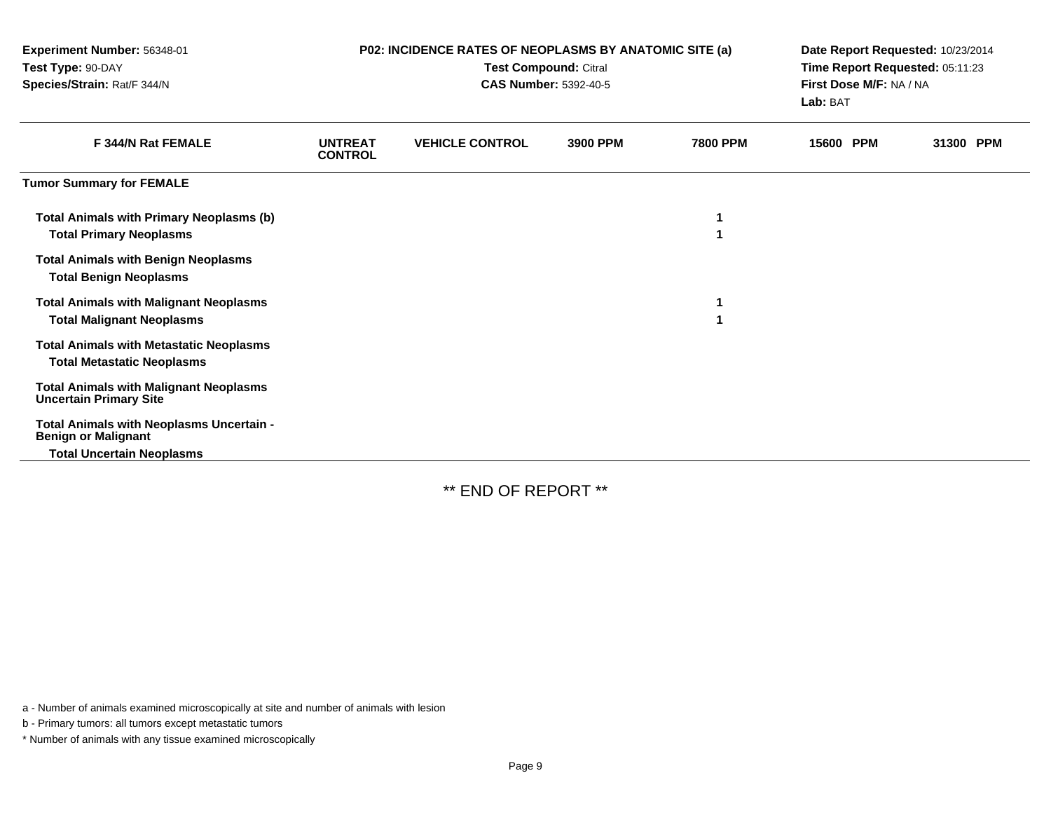**Experiment Number:** 56348-01
**Test Type:** 90-DAY
**Species/Strain:** Rat/F 344/N

**P02: INCIDENCE RATES OF NEOPLASMS BY ANATOMIC SITE (a)**
**Test Compound:** Citral
**CAS Number:** 5392-40-5

**Date Report Requested:** 10/23/2014
**Time Report Requested:** 05:11:23
**First Dose M/F:** NA / NA
**Lab:** BAT

| F 344/N Rat FEMALE | UNTREAT CONTROL | VEHICLE CONTROL | 3900 PPM | 7800 PPM | 15600 PPM | 31300 PPM |
|---|---|---|---|---|---|---|
| **Tumor Summary for FEMALE** | | | | | | |
| **Total Animals with Primary Neoplasms (b)** | | | | 1 | | |
| **Total Primary Neoplasms** | | | | 1 | | |
| **Total Animals with Benign Neoplasms** | | | | | | |
| **Total Benign Neoplasms** | | | | | | |
| **Total Animals with Malignant Neoplasms** | | | | 1 | | |
| **Total Malignant Neoplasms** | | | | 1 | | |
| **Total Animals with Metastatic Neoplasms** | | | | | | |
| **Total Metastatic Neoplasms** | | | | | | |
| **Total Animals with Malignant Neoplasms Uncertain Primary Site** | | | | | | |
| **Total Animals with Neoplasms Uncertain - Benign or Malignant** | | | | | | |
| **Total Uncertain Neoplasms** | | | | | | |

** END OF REPORT **

a - Number of animals examined microscopically at site and number of animals with lesion

b - Primary tumors: all tumors except metastatic tumors

* Number of animals with any tissue examined microscopically